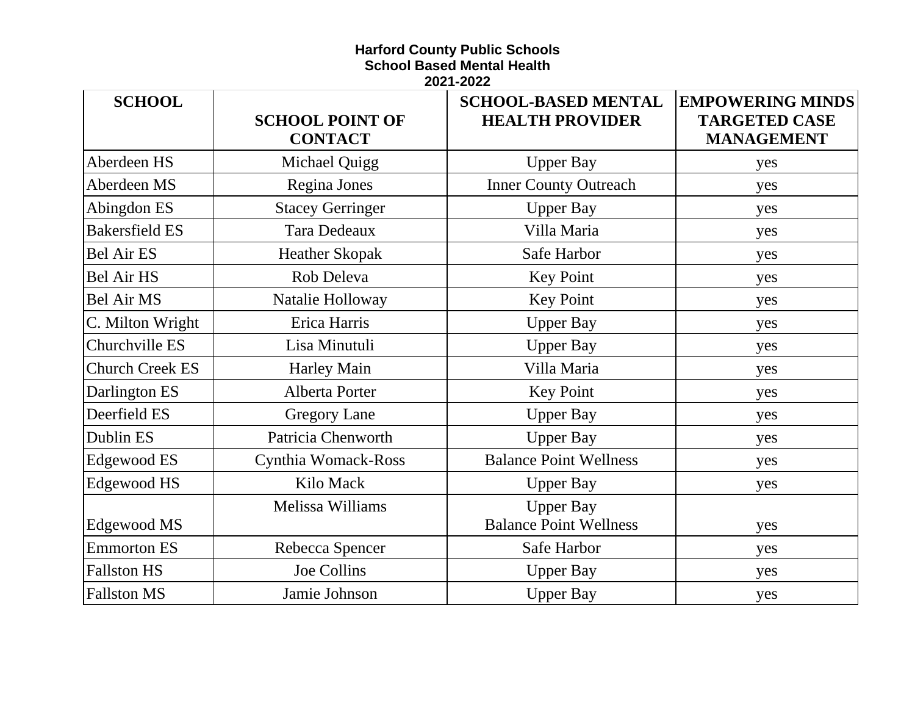**Harford County Public Schools**
**School Based Mental Health**
**2021-2022**

| SCHOOL | SCHOOL POINT OF CONTACT | SCHOOL-BASED MENTAL HEALTH PROVIDER | EMPOWERING MINDS TARGETED CASE MANAGEMENT |
|---|---|---|---|
| Aberdeen HS | Michael Quigg | Upper Bay | yes |
| Aberdeen MS | Regina Jones | Inner County Outreach | yes |
| Abingdon ES | Stacey Gerringer | Upper Bay | yes |
| Bakersfield ES | Tara Dedeaux | Villa Maria | yes |
| Bel Air ES | Heather Skopak | Safe Harbor | yes |
| Bel Air HS | Rob Deleva | Key Point | yes |
| Bel Air MS | Natalie Holloway | Key Point | yes |
| C. Milton Wright | Erica Harris | Upper Bay | yes |
| Churchville ES | Lisa Minutuli | Upper Bay | yes |
| Church Creek ES | Harley Main | Villa Maria | yes |
| Darlington ES | Alberta Porter | Key Point | yes |
| Deerfield ES | Gregory Lane | Upper Bay | yes |
| Dublin ES | Patricia Chenworth | Upper Bay | yes |
| Edgewood ES | Cynthia Womack-Ross | Balance Point Wellness | yes |
| Edgewood HS | Kilo Mack | Upper Bay | yes |
| Edgewood MS | Melissa Williams | Upper Bay<br>Balance Point Wellness | yes |
| Emmorton ES | Rebecca Spencer | Safe Harbor | yes |
| Fallston HS | Joe Collins | Upper Bay | yes |
| Fallston MS | Jamie Johnson | Upper Bay | yes |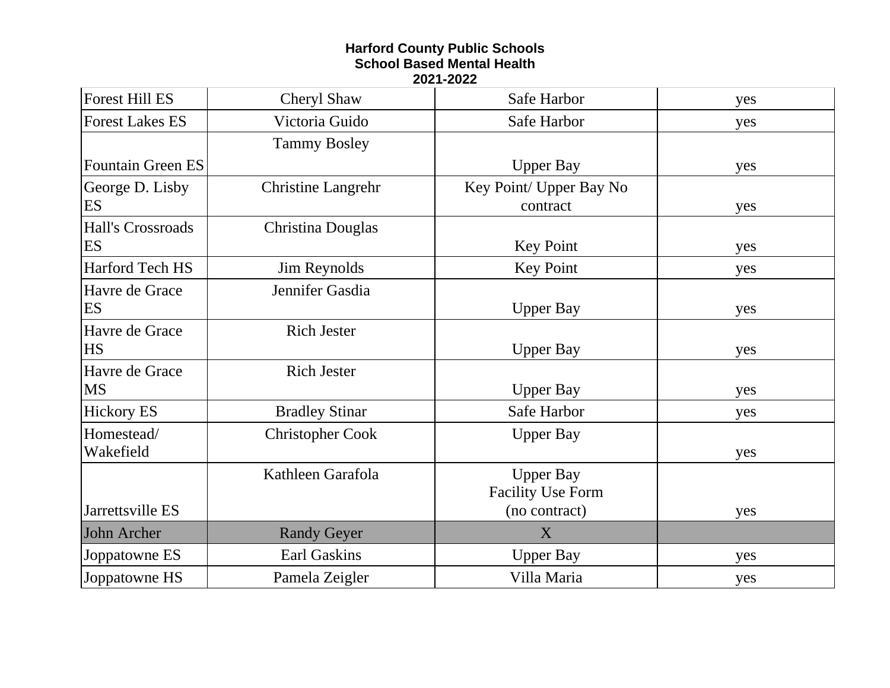**Harford County Public Schools**
**School Based Mental Health**
**2021-2022**

| | | | |
|---|---|---|---|
| Forest Hill ES | Cheryl Shaw | Safe Harbor | yes |
| Forest Lakes ES | Victoria Guido | Safe Harbor | yes |
| Fountain Green ES | Tammy Bosley | Upper Bay | yes |
| George D. Lisby ES | Christine Langrehr | Key Point/ Upper Bay No contract | yes |
| Hall's Crossroads ES | Christina Douglas | Key Point | yes |
| Harford Tech HS | Jim Reynolds | Key Point | yes |
| Havre de Grace ES | Jennifer Gasdia | Upper Bay | yes |
| Havre de Grace HS | Rich Jester | Upper Bay | yes |
| Havre de Grace MS | Rich Jester | Upper Bay | yes |
| Hickory ES | Bradley Stinar | Safe Harbor | yes |
| Homestead/ Wakefield | Christopher Cook | Upper Bay | yes |
| Jarrettsville ES | Kathleen Garafola | Upper Bay Facility Use Form (no contract) | yes |
| John Archer | Randy Geyer | X | |
| Joppatowne ES | Earl Gaskins | Upper Bay | yes |
| Joppatowne HS | Pamela Zeigler | Villa Maria | yes |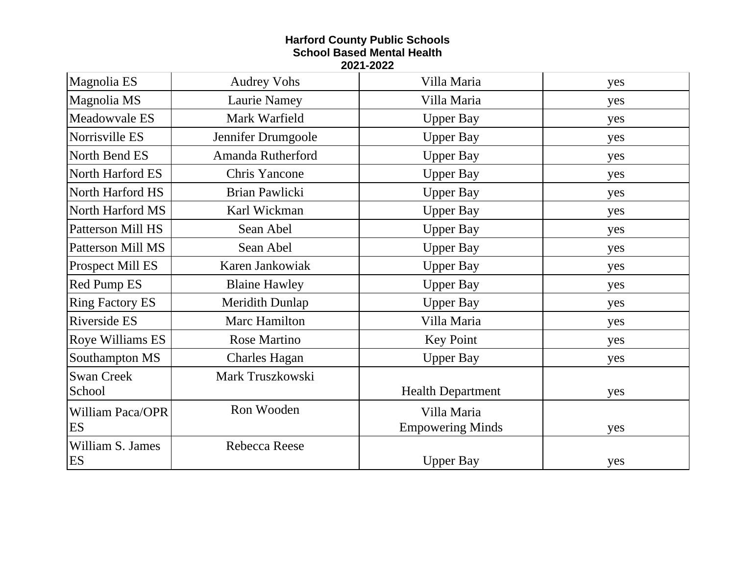**Harford County Public Schools**
**School Based Mental Health**
**2021-2022**

| | | | |
|---|---|---|---|
| Magnolia ES | Audrey Vohs | Villa Maria | yes |
| Magnolia MS | Laurie Namey | Villa Maria | yes |
| Meadowvale ES | Mark Warfield | Upper Bay | yes |
| Norrisville ES | Jennifer Drumgoole | Upper Bay | yes |
| North Bend ES | Amanda Rutherford | Upper Bay | yes |
| North Harford ES | Chris Yancone | Upper Bay | yes |
| North Harford HS | Brian Pawlicki | Upper Bay | yes |
| North Harford MS | Karl Wickman | Upper Bay | yes |
| Patterson Mill HS | Sean Abel | Upper Bay | yes |
| Patterson Mill MS | Sean Abel | Upper Bay | yes |
| Prospect Mill ES | Karen Jankowiak | Upper Bay | yes |
| Red Pump ES | Blaine Hawley | Upper Bay | yes |
| Ring Factory ES | Meridith Dunlap | Upper Bay | yes |
| Riverside ES | Marc Hamilton | Villa Maria | yes |
| Roye Williams ES | Rose Martino | Key Point | yes |
| Southampton MS | Charles Hagan | Upper Bay | yes |
| Swan Creek School | Mark Truszkowski | Health Department | yes |
| William Paca/OPR ES | Ron Wooden | Villa Maria Empowering Minds | yes |
| William S. James ES | Rebecca Reese | Upper Bay | yes |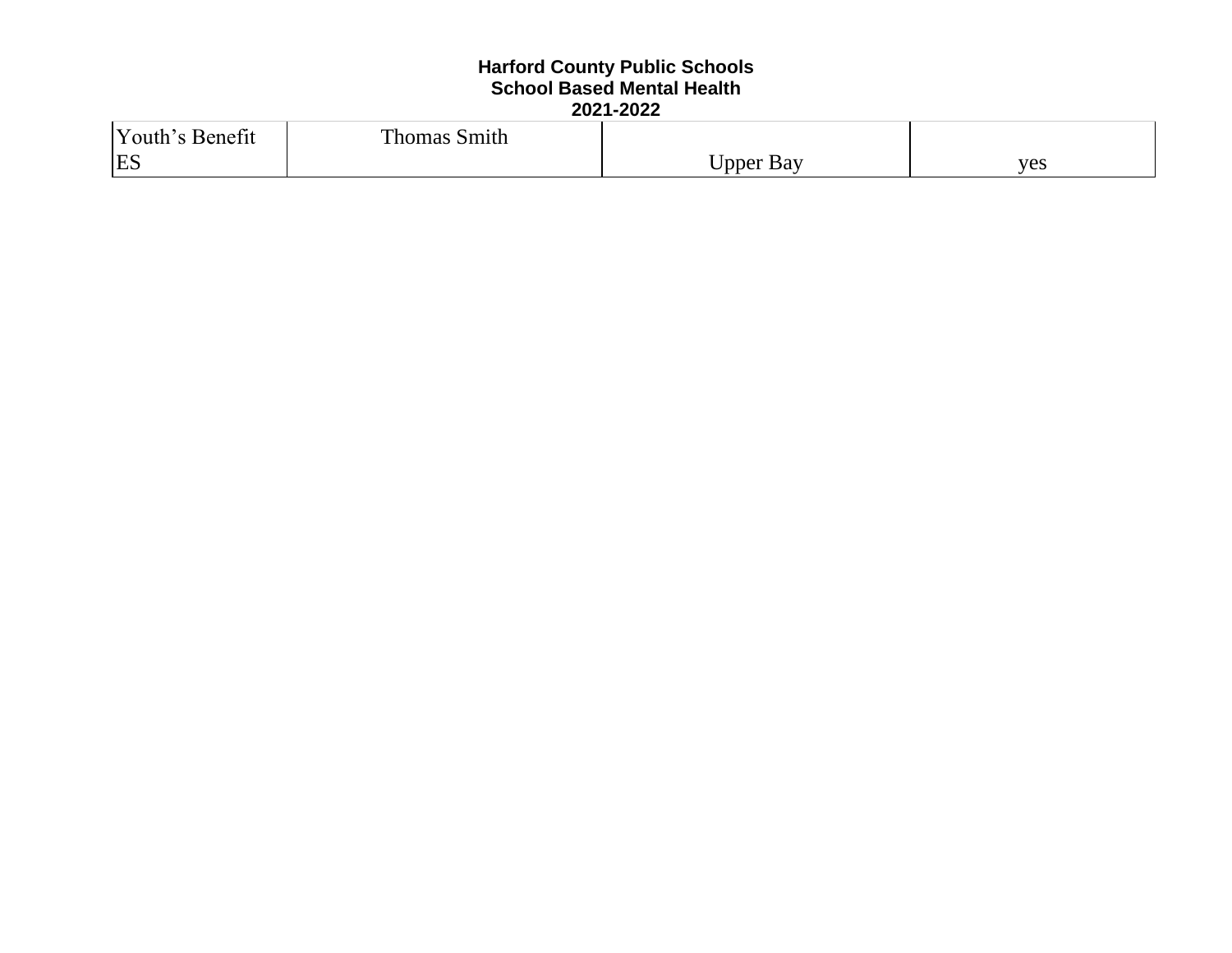**Harford County Public Schools**
**School Based Mental Health**
**2021-2022**

| | | | |
|---|---|---|---|
| Youth's Benefit ES | Thomas Smith | Upper Bay | yes |